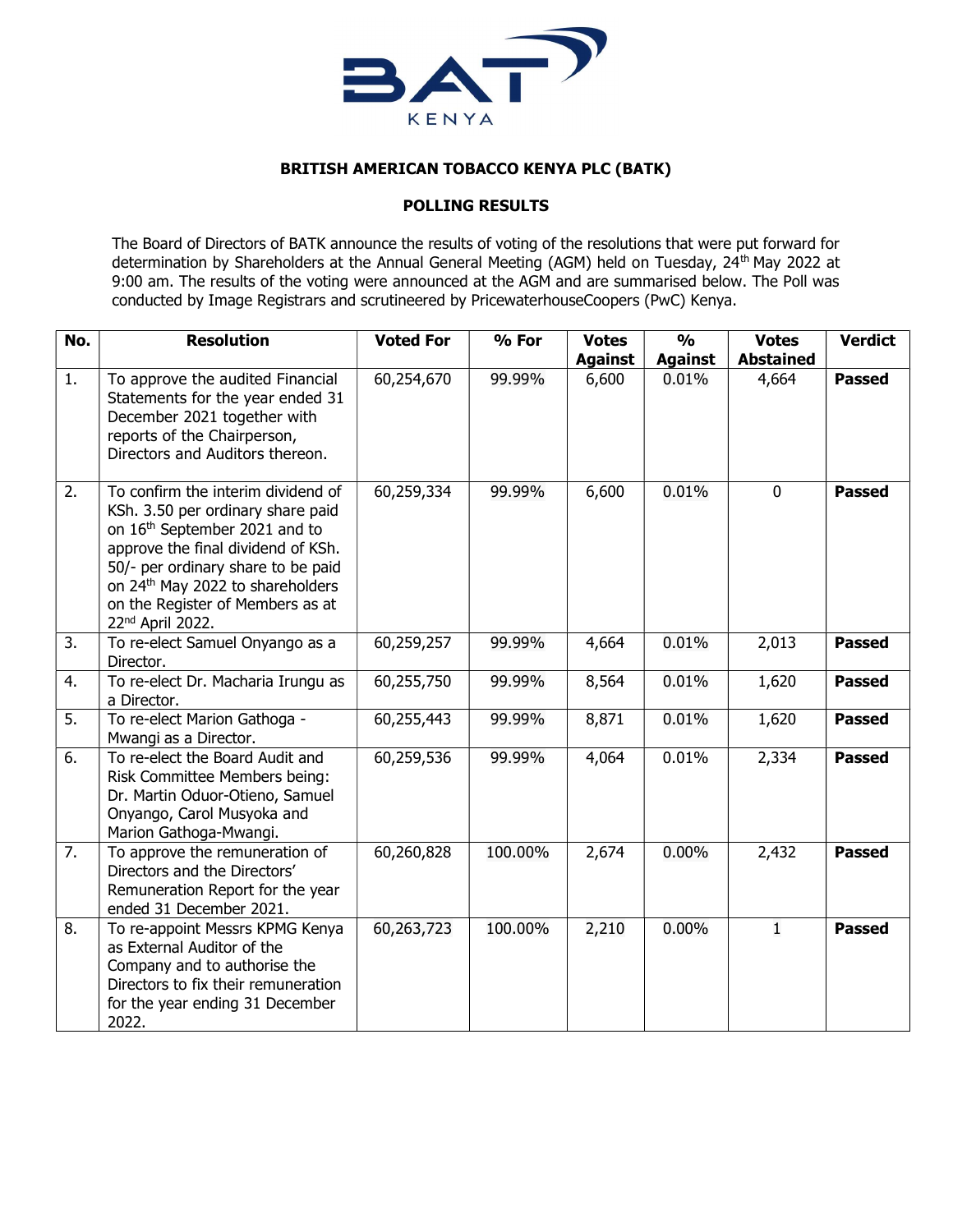## BRITISH AMERICAN TOBACCO KENYA PLC (BATK)

## POLLING RESULTS

The Board of Directors of BATK announce the results of voting of the resolutions that were put forward for determination by Shareholders at the Annual General Meeting (AGM) held on Tuesday, 24th May 2022 at 9:00 am. The results of the voting were announced at the AGM and are summarised below. The Poll was conducted by Image Registrars and scrutineered by PricewaterhouseCoopers (PwC) Kenya.

| No. | Resolution | Voted For | % For | Votes Against | % Against | Votes Abstained | Verdict |
|---|---|---|---|---|---|---|---|
| 1. | To approve the audited Financial Statements for the year ended 31 December 2021 together with reports of the Chairperson, Directors and Auditors thereon. | 60,254,670 | 99.99% | 6,600 | 0.01% | 4,664 | **Passed** |
| 2. | To confirm the interim dividend of KSh. 3.50 per ordinary share paid on 16th September 2021 and to approve the final dividend of KSh. 50/- per ordinary share to be paid on 24th May 2022 to shareholders on the Register of Members as at 22nd April 2022. | 60,259,334 | 99.99% | 6,600 | 0.01% | 0 | **Passed** |
| 3. | To re-elect Samuel Onyango as a Director. | 60,259,257 | 99.99% | 4,664 | 0.01% | 2,013 | **Passed** |
| 4. | To re-elect Dr. Macharia Irungu as a Director. | 60,255,750 | 99.99% | 8,564 | 0.01% | 1,620 | **Passed** |
| 5. | To re-elect Marion Gathoga - Mwangi as a Director. | 60,255,443 | 99.99% | 8,871 | 0.01% | 1,620 | **Passed** |
| 6. | To re-elect the Board Audit and Risk Committee Members being: Dr. Martin Oduor-Otieno, Samuel Onyango, Carol Musyoka and Marion Gathoga-Mwangi. | 60,259,536 | 99.99% | 4,064 | 0.01% | 2,334 | **Passed** |
| 7. | To approve the remuneration of Directors and the Directors' Remuneration Report for the year ended 31 December 2021. | 60,260,828 | 100.00% | 2,674 | 0.00% | 2,432 | **Passed** |
| 8. | To re-appoint Messrs KPMG Kenya as External Auditor of the Company and to authorise the Directors to fix their remuneration for the year ending 31 December 2022. | 60,263,723 | 100.00% | 2,210 | 0.00% | 1 | **Passed** |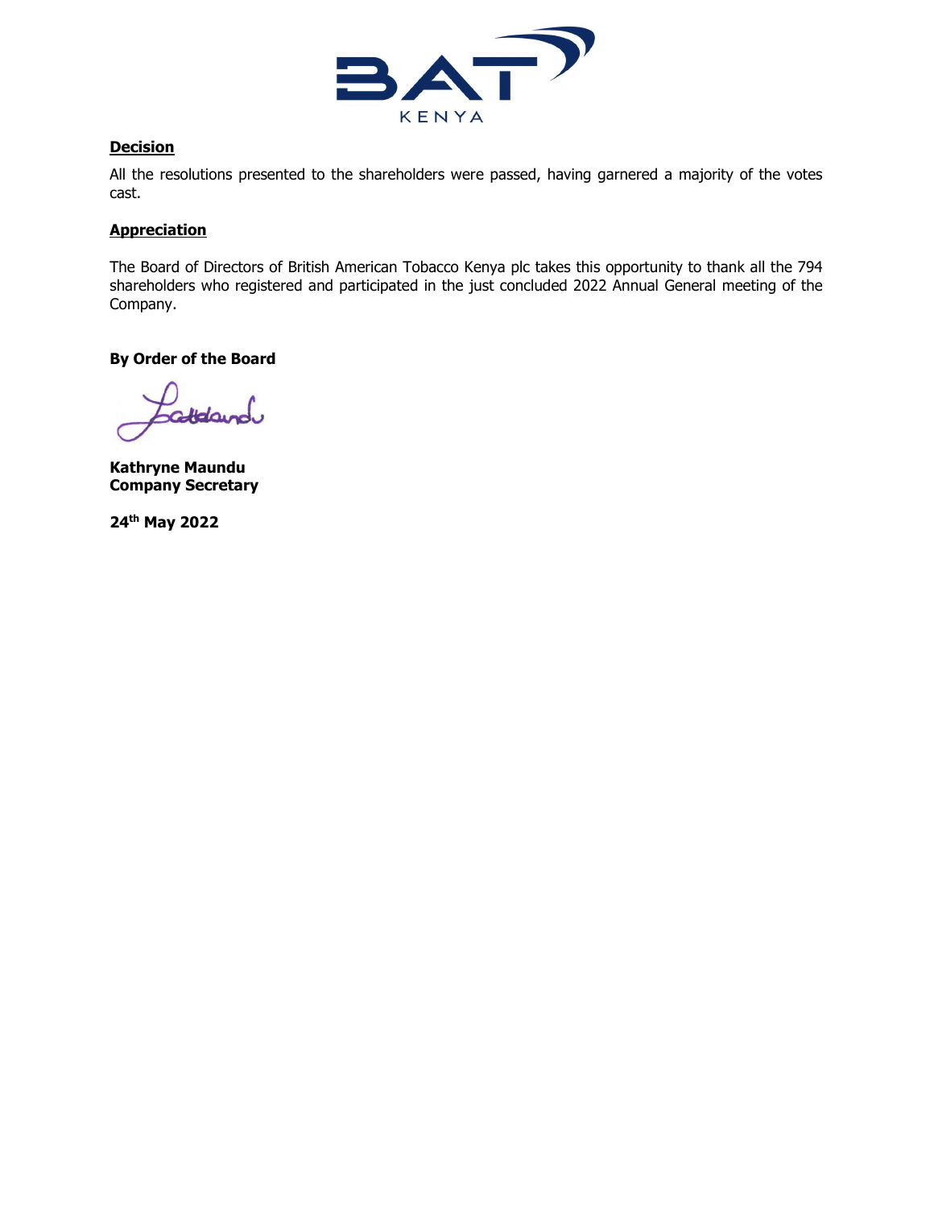**Decision**

All the resolutions presented to the shareholders were passed, having garnered a majority of the votes cast.

**Appreciation**

The Board of Directors of British American Tobacco Kenya plc takes this opportunity to thank all the 794 shareholders who registered and participated in the just concluded 2022 Annual General meeting of the Company.

**By Order of the Board**

**Kathryne Maundu**
**Company Secretary**

**24th May 2022**